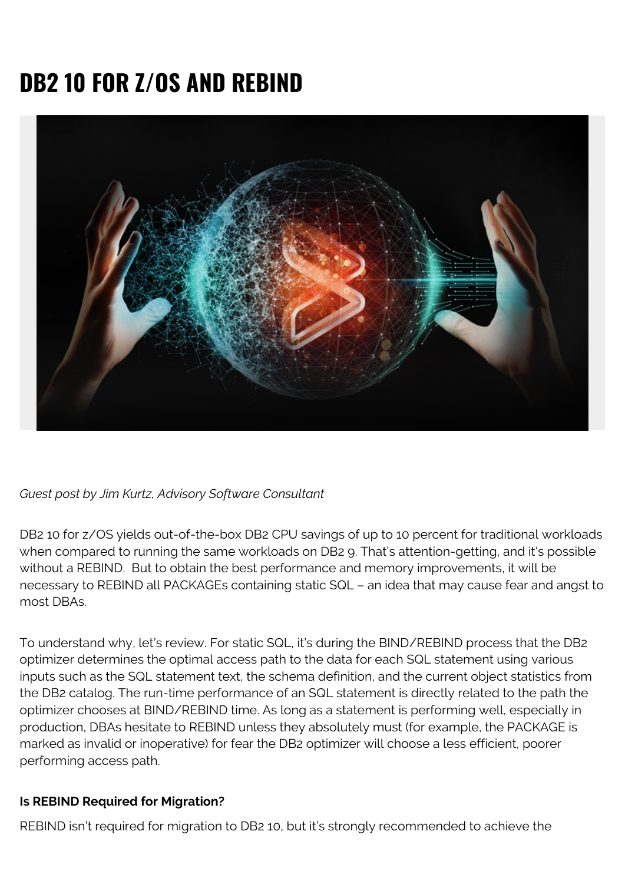# DB2 10 FOR Z/OS AND REBIND

*Guest post by Jim Kurtz, Advisory Software Consultant*

DB2 10 for z/OS yields out-of-the-box DB2 CPU savings of up to 10 percent for traditional workloads when compared to running the same workloads on DB2 9. That's attention-getting, and it's possible without a REBIND. But to obtain the best performance and memory improvements, it will be necessary to REBIND all PACKAGEs containing static SQL – an idea that may cause fear and angst to most DBAs.

To understand why, let's review. For static SQL, it's during the BIND/REBIND process that the DB2 optimizer determines the optimal access path to the data for each SQL statement using various inputs such as the SQL statement text, the schema definition, and the current object statistics from the DB2 catalog. The run-time performance of an SQL statement is directly related to the path the optimizer chooses at BIND/REBIND time. As long as a statement is performing well, especially in production, DBAs hesitate to REBIND unless they absolutely must (for example, the PACKAGE is marked as invalid or inoperative) for fear the DB2 optimizer will choose a less efficient, poorer performing access path.

**Is REBIND Required for Migration?**

REBIND isn't required for migration to DB2 10, but it's strongly recommended to achieve the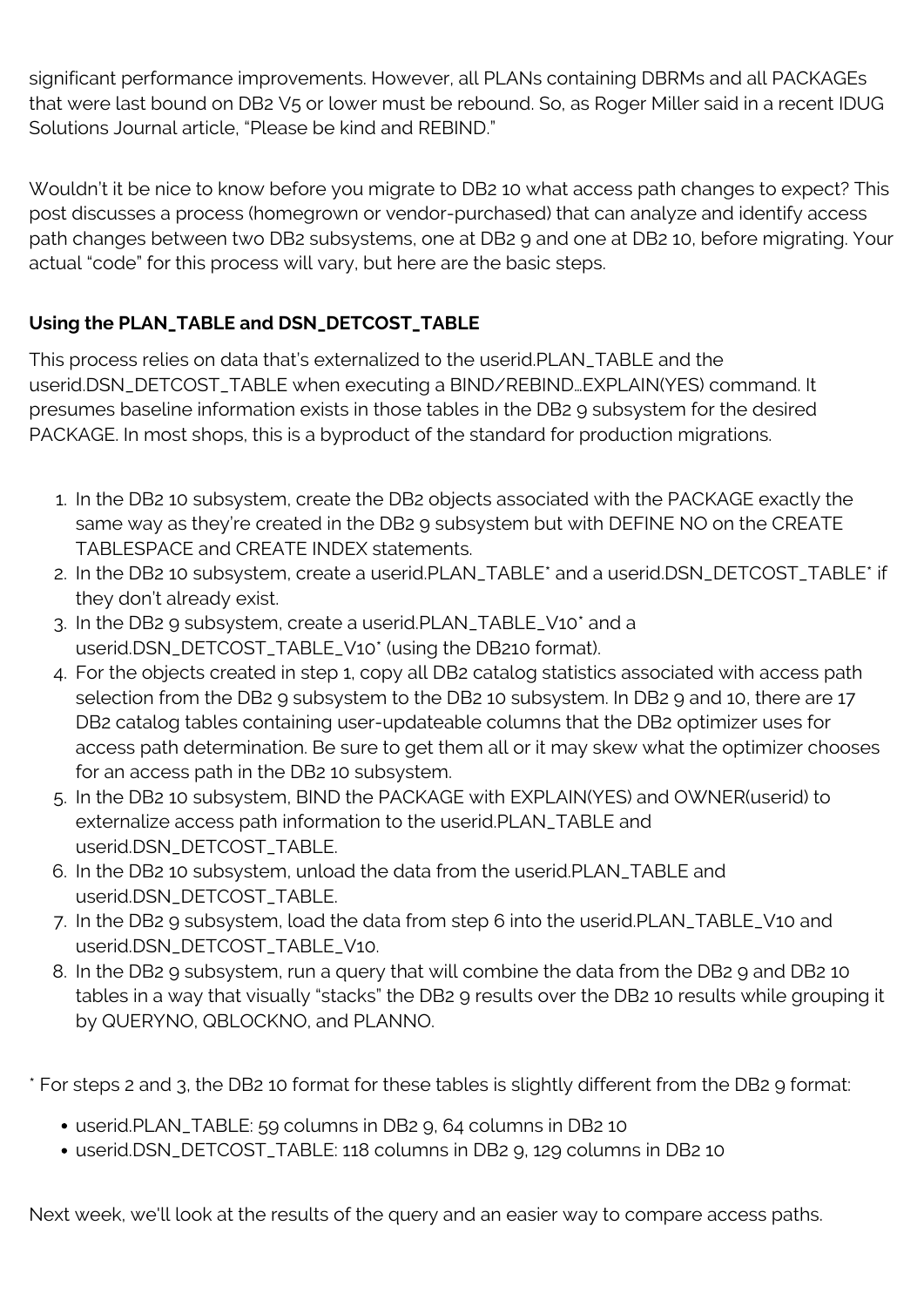significant performance improvements. However, all PLANs containing DBRMs and all PACKAGEs that were last bound on DB2 V5 or lower must be rebound. So, as Roger Miller said in a recent IDUG Solutions Journal article, "Please be kind and REBIND."

Wouldn't it be nice to know before you migrate to DB2 10 what access path changes to expect? This post discusses a process (homegrown or vendor-purchased) that can analyze and identify access path changes between two DB2 subsystems, one at DB2 9 and one at DB2 10, before migrating. Your actual "code" for this process will vary, but here are the basic steps.

### Using the PLAN_TABLE and DSN_DETCOST_TABLE

This process relies on data that's externalized to the userid.PLAN_TABLE and the userid.DSN_DETCOST_TABLE when executing a BIND/REBIND…EXPLAIN(YES) command. It presumes baseline information exists in those tables in the DB2 9 subsystem for the desired PACKAGE. In most shops, this is a byproduct of the standard for production migrations.

1. In the DB2 10 subsystem, create the DB2 objects associated with the PACKAGE exactly the same way as they're created in the DB2 9 subsystem but with DEFINE NO on the CREATE TABLESPACE and CREATE INDEX statements.
2. In the DB2 10 subsystem, create a userid.PLAN_TABLE* and a userid.DSN_DETCOST_TABLE* if they don't already exist.
3. In the DB2 9 subsystem, create a userid.PLAN_TABLE_V10* and a userid.DSN_DETCOST_TABLE_V10* (using the DB210 format).
4. For the objects created in step 1, copy all DB2 catalog statistics associated with access path selection from the DB2 9 subsystem to the DB2 10 subsystem. In DB2 9 and 10, there are 17 DB2 catalog tables containing user-updateable columns that the DB2 optimizer uses for access path determination. Be sure to get them all or it may skew what the optimizer chooses for an access path in the DB2 10 subsystem.
5. In the DB2 10 subsystem, BIND the PACKAGE with EXPLAIN(YES) and OWNER(userid) to externalize access path information to the userid.PLAN_TABLE and userid.DSN_DETCOST_TABLE.
6. In the DB2 10 subsystem, unload the data from the userid.PLAN_TABLE and userid.DSN_DETCOST_TABLE.
7. In the DB2 9 subsystem, load the data from step 6 into the userid.PLAN_TABLE_V10 and userid.DSN_DETCOST_TABLE_V10.
8. In the DB2 9 subsystem, run a query that will combine the data from the DB2 9 and DB2 10 tables in a way that visually "stacks" the DB2 9 results over the DB2 10 results while grouping it by QUERYNO, QBLOCKNO, and PLANNO.

* For steps 2 and 3, the DB2 10 format for these tables is slightly different from the DB2 9 format:

- userid.PLAN_TABLE: 59 columns in DB2 9, 64 columns in DB2 10
- userid.DSN_DETCOST_TABLE: 118 columns in DB2 9, 129 columns in DB2 10

Next week, we'll look at the results of the query and an easier way to compare access paths.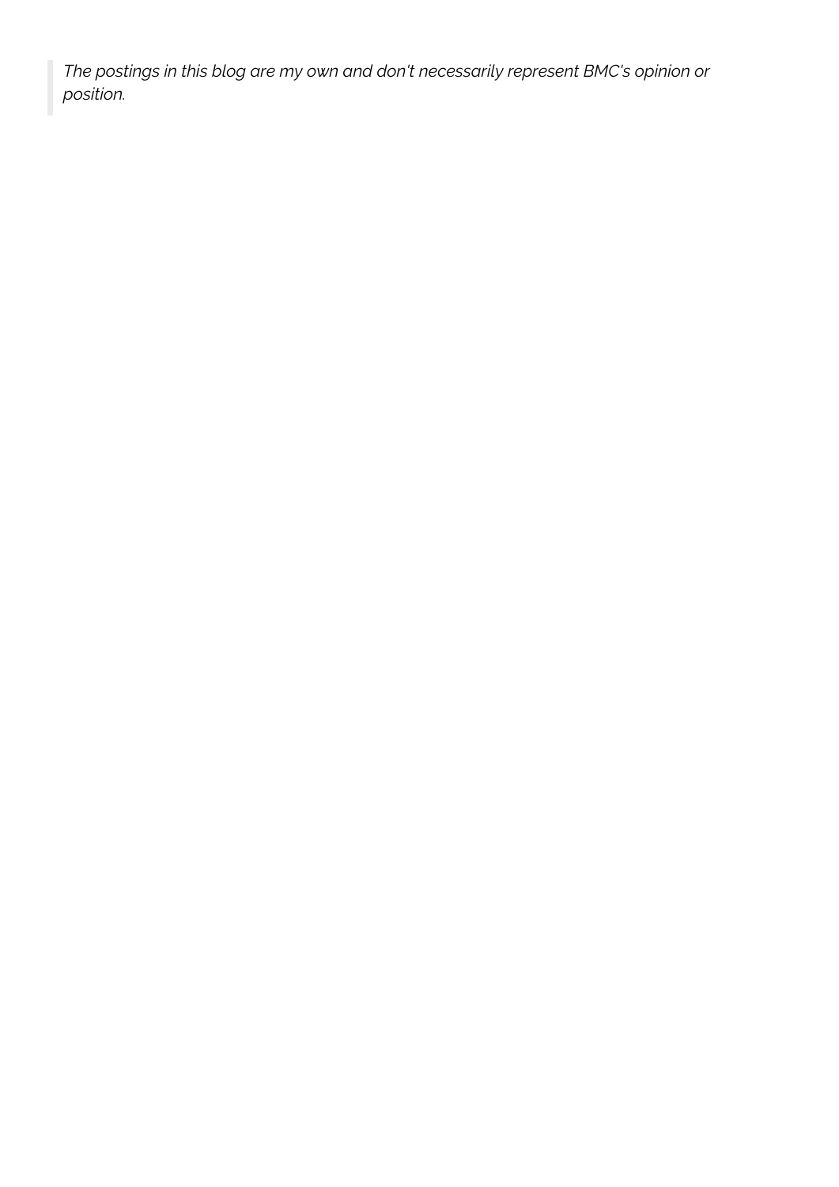> *The postings in this blog are my own and don't necessarily represent BMC's opinion or position.*